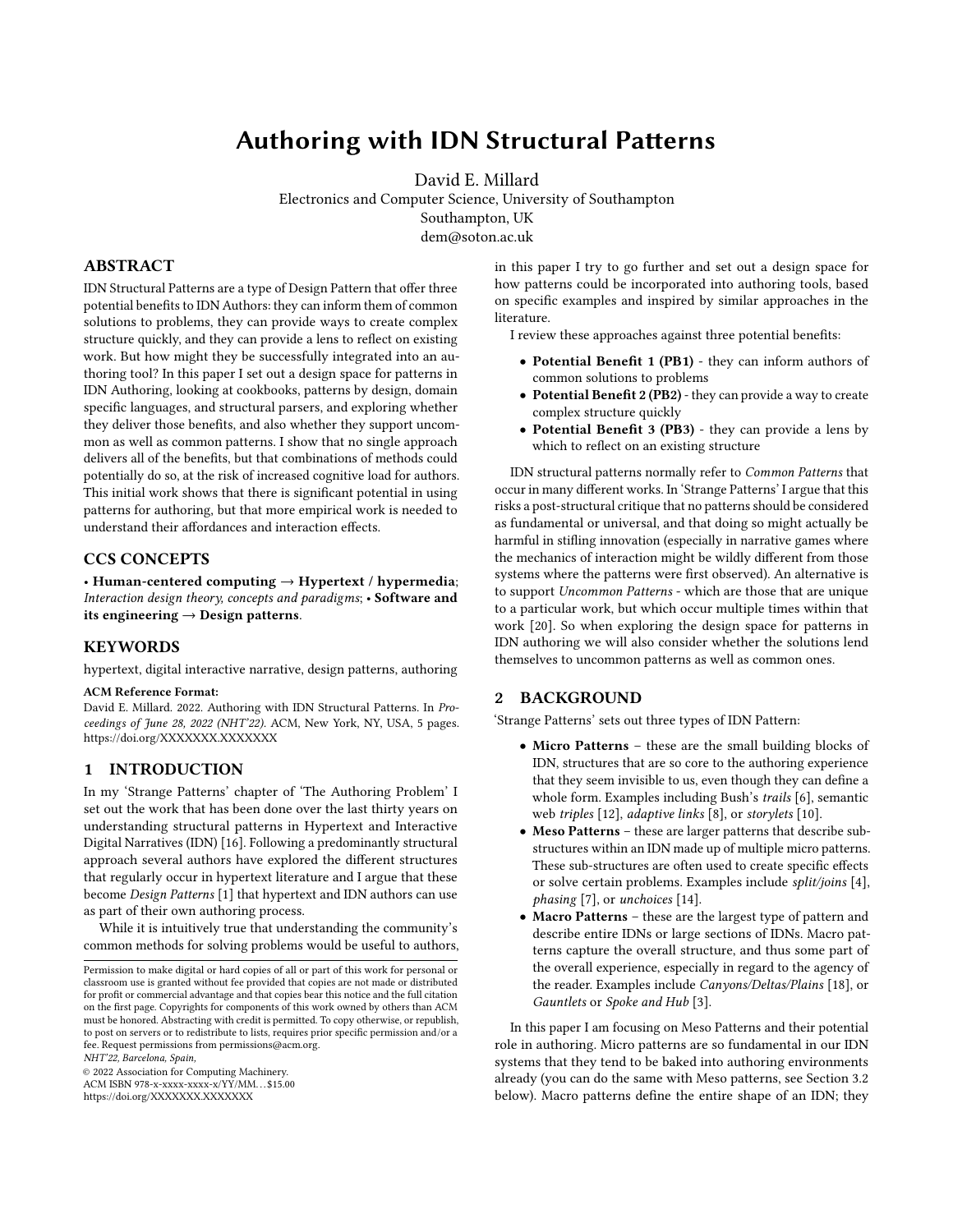# Authoring with IDN Structural Patterns

David E. Millard
Electronics and Computer Science, University of Southampton
Southampton, UK
dem@soton.ac.uk

## ABSTRACT

IDN Structural Patterns are a type of Design Pattern that offer three potential benefits to IDN Authors: they can inform them of common solutions to problems, they can provide ways to create complex structure quickly, and they can provide a lens to reflect on existing work. But how might they be successfully integrated into an authoring tool? In this paper I set out a design space for patterns in IDN Authoring, looking at cookbooks, patterns by design, domain specific languages, and structural parsers, and exploring whether they deliver those benefits, and also whether they support uncommon as well as common patterns. I show that no single approach delivers all of the benefits, but that combinations of methods could potentially do so, at the risk of increased cognitive load for authors. This initial work shows that there is significant potential in using patterns for authoring, but that more empirical work is needed to understand their affordances and interaction effects.

## CCS CONCEPTS

• **Human-centered computing → Hypertext / hypermedia**; *Interaction design theory, concepts and paradigms*; • **Software and its engineering → Design patterns**.

## KEYWORDS

hypertext, digital interactive narrative, design patterns, authoring

**ACM Reference Format:**
David E. Millard. 2022. Authoring with IDN Structural Patterns. In *Proceedings of June 28, 2022 (NHT'22).* ACM, New York, NY, USA, 5 pages. https://doi.org/XXXXXXX.XXXXXXX

## 1 INTRODUCTION

In my 'Strange Patterns' chapter of 'The Authoring Problem' I set out the work that has been done over the last thirty years on understanding structural patterns in Hypertext and Interactive Digital Narratives (IDN) [16]. Following a predominantly structural approach several authors have explored the different structures that regularly occur in hypertext literature and I argue that these become *Design Patterns* [1] that hypertext and IDN authors can use as part of their own authoring process.

While it is intuitively true that understanding the community's common methods for solving problems would be useful to authors, in this paper I try to go further and set out a design space for how patterns could be incorporated into authoring tools, based on specific examples and inspired by similar approaches in the literature.

I review these approaches against three potential benefits:

- **Potential Benefit 1 (PB1)** - they can inform authors of common solutions to problems
- **Potential Benefit 2 (PB2)** - they can provide a way to create complex structure quickly
- **Potential Benefit 3 (PB3)** - they can provide a lens by which to reflect on an existing structure

IDN structural patterns normally refer to *Common Patterns* that occur in many different works. In 'Strange Patterns' I argue that this risks a post-structural critique that no patterns should be considered as fundamental or universal, and that doing so might actually be harmful in stifling innovation (especially in narrative games where the mechanics of interaction might be wildly different from those systems where the patterns were first observed). An alternative is to support *Uncommon Patterns* - which are those that are unique to a particular work, but which occur multiple times within that work [20]. So when exploring the design space for patterns in IDN authoring we will also consider whether the solutions lend themselves to uncommon patterns as well as common ones.

## 2 BACKGROUND

'Strange Patterns' sets out three types of IDN Pattern:

- **Micro Patterns** – these are the small building blocks of IDN, structures that are so core to the authoring experience that they seem invisible to us, even though they can define a whole form. Examples including Bush's *trails* [6], semantic web *triples* [12], *adaptive links* [8], or *storylets* [10].
- **Meso Patterns** – these are larger patterns that describe sub-structures within an IDN made up of multiple micro patterns. These sub-structures are often used to create specific effects or solve certain problems. Examples include *split/joins* [4], *phasing* [7], or *unchoices* [14].
- **Macro Patterns** – these are the largest type of pattern and describe entire IDNs or large sections of IDNs. Macro patterns capture the overall structure, and thus some part of the overall experience, especially in regard to the agency of the reader. Examples include *Canyons/Deltas/Plains* [18], or *Gauntlets* or *Spoke and Hub* [3].

In this paper I am focusing on Meso Patterns and their potential role in authoring. Micro patterns are so fundamental in our IDN systems that they tend to be baked into authoring environments already (you can do the same with Meso patterns, see Section 3.2 below). Macro patterns define the entire shape of an IDN; they

Permission to make digital or hard copies of all or part of this work for personal or classroom use is granted without fee provided that copies are not made or distributed for profit or commercial advantage and that copies bear this notice and the full citation on the first page. Copyrights for components of this work owned by others than ACM must be honored. Abstracting with credit is permitted. To copy otherwise, or republish, to post on servers or to redistribute to lists, requires prior specific permission and/or a fee. Request permissions from permissions@acm.org.
*NHT'22, Barcelona, Spain,*
© 2022 Association for Computing Machinery.
ACM ISBN 978-x-xxxx-xxxx-x/YY/MM...$15.00
https://doi.org/XXXXXXX.XXXXXXX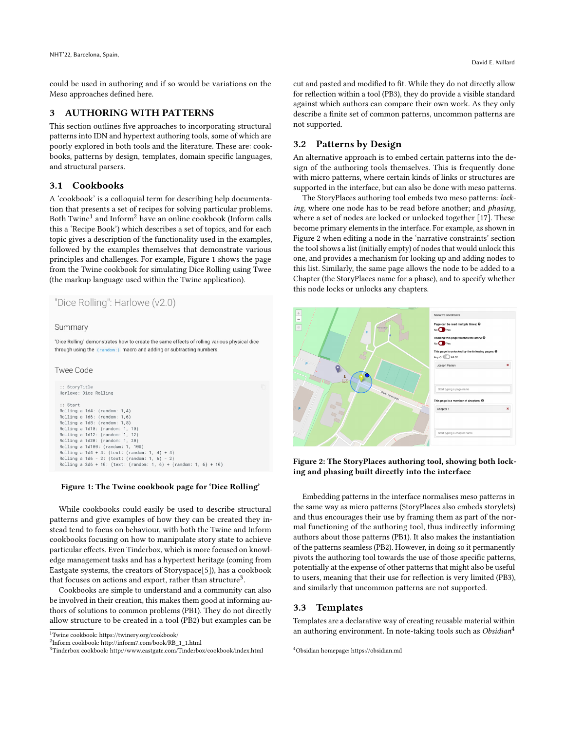could be used in authoring and if so would be variations on the Meso approaches defined here.

## 3 AUTHORING WITH PATTERNS

This section outlines five approaches to incorporating structural patterns into IDN and hypertext authoring tools, some of which are poorly explored in both tools and the literature. These are: cookbooks, patterns by design, templates, domain specific languages, and structural parsers.

### 3.1 Cookbooks

A 'cookbook' is a colloquial term for describing help documentation that presents a set of recipes for solving particular problems. Both Twine[1] and Inform[2] have an online cookbook (Inform calls this a 'Recipe Book') which describes a set of topics, and for each topic gives a description of the functionality used in the examples, followed by the examples themselves that demonstrate various principles and challenges. For example, Figure 1 shows the page from the Twine cookbook for simulating Dice Rolling using Twee (the markup language used within the Twine application).

"Dice Rolling": Harlowe (v2.0)

Summary

"Dice Rolling" demonstrates how to create the same effects of rolling various physical dice through using the `(random:)` macro and adding or subtracting numbers.

Twee Code

```
:: StoryTitle
Harlowe: Dice Rolling

:: Start
Rolling a 1d4: (random: 1,4)
Rolling a 1d6: (random: 1,6)
Rolling a 1d8: (random: 1,8)
Rolling a 1d10: (random: 1, 10)
Rolling a 1d12: (random: 1, 12)
Rolling a 1d20: (random: 1, 20)
Rolling a 1d100: (random: 1, 100)
Rolling a 1d4 + 4: (text: (random: 1, 4) + 4)
Rolling a 1d6 - 2: (text: (random: 1, 6) - 2)
Rolling a 2d6 + 10: (text: (random: 1, 6) + (random: 1, 6) + 10)
```

**Figure 1: The Twine cookbook page for 'Dice Rolling'**

While cookbooks could easily be used to describe structural patterns and give examples of how they can be created they instead tend to focus on behaviour, with both the Twine and Inform cookbooks focusing on how to manipulate story state to achieve particular effects. Even Tinderbox, which is more focused on knowledge management tasks and has a hypertext heritage (coming from Eastgate systems, the creators of Storyspace[5]), has a cookbook that focuses on actions and export, rather than structure[3].

Cookbooks are simple to understand and a community can also be involved in their creation, this makes them good at informing authors of solutions to common problems (PB1). They do not directly allow structure to be created in a tool (PB2) but examples can be cut and pasted and modified to fit. While they do not directly allow for reflection within a tool (PB3), they do provide a visible standard against which authors can compare their own work. As they only describe a finite set of common patterns, uncommon patterns are not supported.

### 3.2 Patterns by Design

An alternative approach is to embed certain patterns into the design of the authoring tools themselves. This is frequently done with micro patterns, where certain kinds of links or structures are supported in the interface, but can also be done with meso patterns.

The StoryPlaces authoring tool embeds two meso patterns: *locking*, where one node has to be read before another; and *phasing*, where a set of nodes are locked or unlocked together [17]. These become primary elements in the interface. For example, as shown in Figure 2 when editing a node in the 'narrative constraints' section the tool shows a list (initially empty) of nodes that would unlock this one, and provides a mechanism for looking up and adding nodes to this list. Similarly, the same page allows the node to be added to a Chapter (the StoryPlaces name for a phase), and to specify whether this node locks or unlocks any chapters.

**Figure 2: The StoryPlaces authoring tool, showing both locking and phasing built directly into the interface**

Embedding patterns in the interface normalises meso patterns in the same way as micro patterns (StoryPlaces also embeds storylets) and thus encourages their use by framing them as part of the normal functioning of the authoring tool, thus indirectly informing authors about those patterns (PB1). It also makes the instantiation of the patterns seamless (PB2). However, in doing so it permanently pivots the authoring tool towards the use of those specific patterns, potentially at the expense of other patterns that might also be useful to users, meaning that their use for reflection is very limited (PB3), and similarly that uncommon patterns are not supported.

### 3.3 Templates

Templates are a declarative way of creating reusable material within an authoring environment. In note-taking tools such as *Obsidian*[4]

[1] Twine cookbook: https://twinery.org/cookbook/

[2] Inform cookbook: http://inform7.com/book/RB_1_1.html

[3] Tinderbox cookbook: http://www.eastgate.com/Tinderbox/cookbook/index.html

[4] Obsidian homepage: https://obsidian.md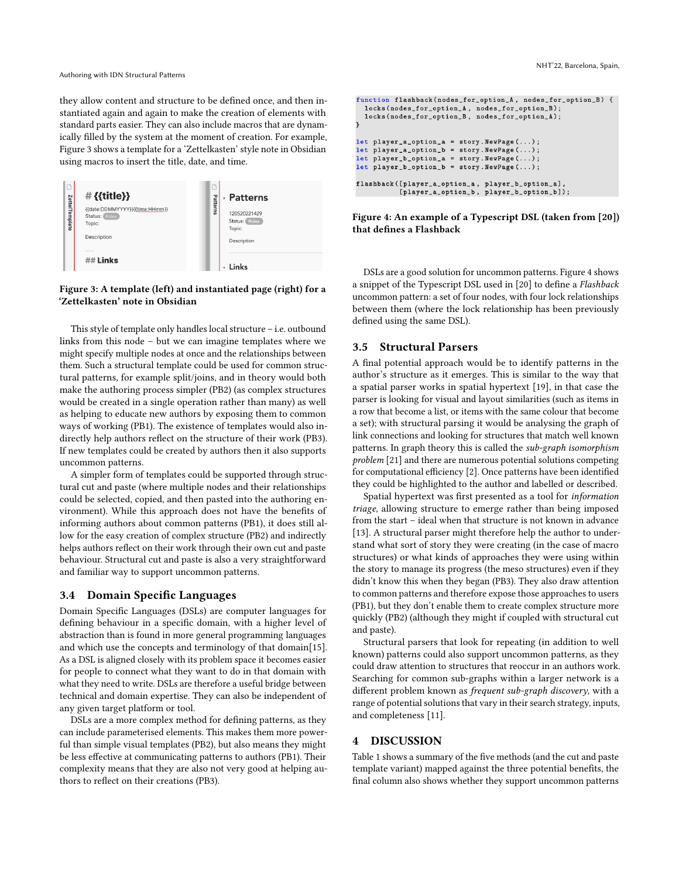they allow content and structure to be defined once, and then instantiated again and again to make the creation of elements with standard parts easier. They can also include macros that are dynamically filled by the system at the moment of creation. For example, Figure 3 shows a template for a 'Zettelkasten' style note in Obsidian using macros to insert the title, date, and time.

**Figure 3: A template (left) and instantiated page (right) for a 'Zettelkasten' note in Obsidian**

This style of template only handles local structure – i.e. outbound links from this node – but we can imagine templates where we might specify multiple nodes at once and the relationships between them. Such a structural template could be used for common structural patterns, for example split/joins, and in theory would both make the authoring process simpler (PB2) (as complex structures would be created in a single operation rather than many) as well as helping to educate new authors by exposing them to common ways of working (PB1). The existence of templates would also indirectly help authors reflect on the structure of their work (PB3). If new templates could be created by authors then it also supports uncommon patterns.

A simpler form of templates could be supported through structural cut and paste (where multiple nodes and their relationships could be selected, copied, and then pasted into the authoring environment). While this approach does not have the benefits of informing authors about common patterns (PB1), it does still allow for the easy creation of complex structure (PB2) and indirectly helps authors reflect on their work through their own cut and paste behaviour. Structural cut and paste is also a very straightforward and familiar way to support uncommon patterns.

### 3.4 Domain Specific Languages

Domain Specific Languages (DSLs) are computer languages for defining behaviour in a specific domain, with a higher level of abstraction than is found in more general programming languages and which use the concepts and terminology of that domain[15]. As a DSL is aligned closely with its problem space it is easier for people to connect what they want to do in that domain with what they need to write. DSLs are therefore a useful bridge between technical and domain expertise. They can also be independent of any given target platform or tool.

DSLs are a more complex method for defining patterns, as they can include parameterised elements. This makes them more powerful than simple visual templates (PB2), but also means they might be less effective at communicating patterns to authors (PB1). Their complexity means that they are also not very good at helping authors to reflect on their creations (PB3).

```
function flashback(nodes_for_option_A, nodes_for_option_B) {
  locks(nodes_for_option_A, nodes_for_option_B);
  locks(nodes_for_option_B, nodes_for_option_A);
}

let player_a_option_a = story.NewPage(...);
let player_a_option_b = story.NewPage(...);
let player_b_option_a = story.NewPage(...);
let player_b_option_b = story.NewPage(...);

flashback([player_a_option_a, player_b_option_a],
          [player_a_option_b, player_b_option_b]);
```

**Figure 4: An example of a Typescript DSL (taken from [20]) that defines a Flashback**

DSLs are a good solution for uncommon patterns. Figure 4 shows a snippet of the Typescript DSL used in [20] to define a *Flashback* uncommon pattern: a set of four nodes, with four lock relationships between them (where the lock relationship has been previously defined using the same DSL).

### 3.5 Structural Parsers

A final potential approach would be to identify patterns in the author's structure as it emerges. This is similar to the way that a spatial parser works in spatial hypertext [19], in that case the parser is looking for visual and layout similarities (such as items in a row that become a list, or items with the same colour that become a set); with structural parsing it would be analysing the graph of link connections and looking for structures that match well known patterns. In graph theory this is called the *sub-graph isomorphism problem* [21] and there are numerous potential solutions competing for computational efficiency [2]. Once patterns have been identified they could be highlighted to the author and labelled or described.

Spatial hypertext was first presented as a tool for *information triage*, allowing structure to emerge rather than being imposed from the start – ideal when that structure is not known in advance [13]. A structural parser might therefore help the author to understand what sort of story they were creating (in the case of macro structures) or what kinds of approaches they were using within the story to manage its progress (the meso structures) even if they didn't know this when they began (PB3). They also draw attention to common patterns and therefore expose those approaches to users (PB1), but they don't enable them to create complex structure more quickly (PB2) (although they might if coupled with structural cut and paste).

Structural parsers that look for repeating (in addition to well known) patterns could also support uncommon patterns, as they could draw attention to structures that reoccur in an authors work. Searching for common sub-graphs within a larger network is a different problem known as *frequent sub-graph discovery*, with a range of potential solutions that vary in their search strategy, inputs, and completeness [11].

## 4 DISCUSSION

Table 1 shows a summary of the five methods (and the cut and paste template variant) mapped against the three potential benefits, the final column also shows whether they support uncommon patterns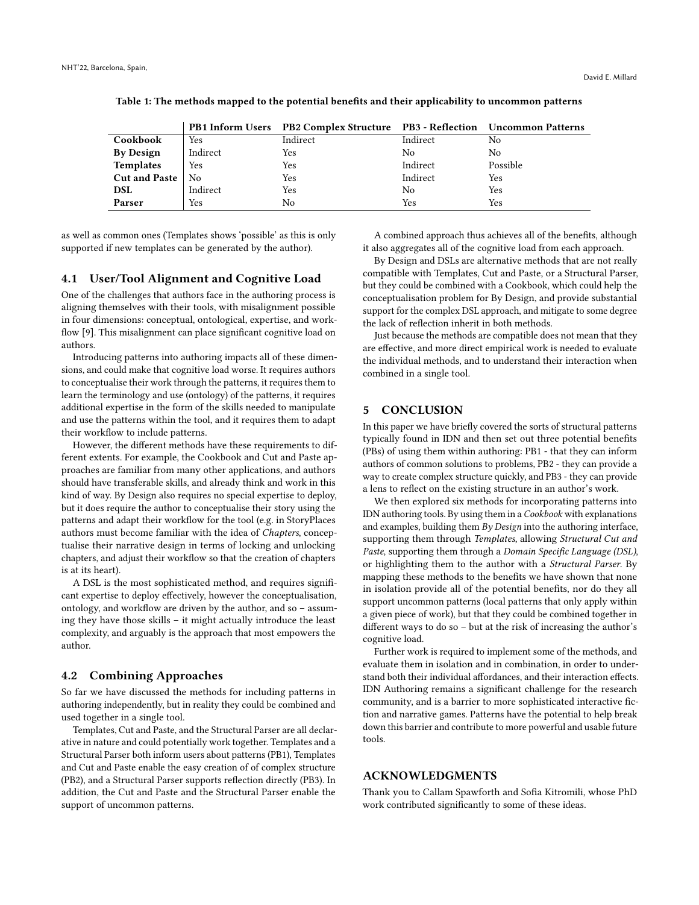Table 1: The methods mapped to the potential benefits and their applicability to uncommon patterns

| | PB1 Inform Users | PB2 Complex Structure | PB3 - Reflection | Uncommon Patterns |
|---|---|---|---|---|
| **Cookbook** | Yes | Indirect | Indirect | No |
| **By Design** | Indirect | Yes | No | No |
| **Templates** | Yes | Yes | Indirect | Possible |
| **Cut and Paste** | No | Yes | Indirect | Yes |
| **DSL** | Indirect | Yes | No | Yes |
| **Parser** | Yes | No | Yes | Yes |

as well as common ones (Templates shows 'possible' as this is only supported if new templates can be generated by the author).

## 4.1 User/Tool Alignment and Cognitive Load

One of the challenges that authors face in the authoring process is aligning themselves with their tools, with misalignment possible in four dimensions: conceptual, ontological, expertise, and workflow [9]. This misalignment can place significant cognitive load on authors.

Introducing patterns into authoring impacts all of these dimensions, and could make that cognitive load worse. It requires authors to conceptualise their work through the patterns, it requires them to learn the terminology and use (ontology) of the patterns, it requires additional expertise in the form of the skills needed to manipulate and use the patterns within the tool, and it requires them to adapt their workflow to include patterns.

However, the different methods have these requirements to different extents. For example, the Cookbook and Cut and Paste approaches are familiar from many other applications, and authors should have transferable skills, and already think and work in this kind of way. By Design also requires no special expertise to deploy, but it does require the author to conceptualise their story using the patterns and adapt their workflow for the tool (e.g. in StoryPlaces authors must become familiar with the idea of *Chapters*, conceptualise their narrative design in terms of locking and unlocking chapters, and adjust their workflow so that the creation of chapters is at its heart).

A DSL is the most sophisticated method, and requires significant expertise to deploy effectively, however the conceptualisation, ontology, and workflow are driven by the author, and so – assuming they have those skills – it might actually introduce the least complexity, and arguably is the approach that most empowers the author.

## 4.2 Combining Approaches

So far we have discussed the methods for including patterns in authoring independently, but in reality they could be combined and used together in a single tool.

Templates, Cut and Paste, and the Structural Parser are all declarative in nature and could potentially work together. Templates and a Structural Parser both inform users about patterns (PB1), Templates and Cut and Paste enable the easy creation of of complex structure (PB2), and a Structural Parser supports reflection directly (PB3). In addition, the Cut and Paste and the Structural Parser enable the support of uncommon patterns.

A combined approach thus achieves all of the benefits, although it also aggregates all of the cognitive load from each approach.

By Design and DSLs are alternative methods that are not really compatible with Templates, Cut and Paste, or a Structural Parser, but they could be combined with a Cookbook, which could help the conceptualisation problem for By Design, and provide substantial support for the complex DSL approach, and mitigate to some degree the lack of reflection inherit in both methods.

Just because the methods are compatible does not mean that they are effective, and more direct empirical work is needed to evaluate the individual methods, and to understand their interaction when combined in a single tool.

# 5 CONCLUSION

In this paper we have briefly covered the sorts of structural patterns typically found in IDN and then set out three potential benefits (PBs) of using them within authoring: PB1 - that they can inform authors of common solutions to problems, PB2 - they can provide a way to create complex structure quickly, and PB3 - they can provide a lens to reflect on the existing structure in an author's work.

We then explored six methods for incorporating patterns into IDN authoring tools. By using them in a *Cookbook* with explanations and examples, building them *By Design* into the authoring interface, supporting them through *Templates*, allowing *Structural Cut and Paste*, supporting them through a *Domain Specific Language (DSL)*, or highlighting them to the author with a *Structural Parser*. By mapping these methods to the benefits we have shown that none in isolation provide all of the potential benefits, nor do they all support uncommon patterns (local patterns that only apply within a given piece of work), but that they could be combined together in different ways to do so – but at the risk of increasing the author's cognitive load.

Further work is required to implement some of the methods, and evaluate them in isolation and in combination, in order to understand both their individual affordances, and their interaction effects. IDN Authoring remains a significant challenge for the research community, and is a barrier to more sophisticated interactive fiction and narrative games. Patterns have the potential to help break down this barrier and contribute to more powerful and usable future tools.

# ACKNOWLEDGMENTS

Thank you to Callam Spawforth and Sofia Kitromili, whose PhD work contributed significantly to some of these ideas.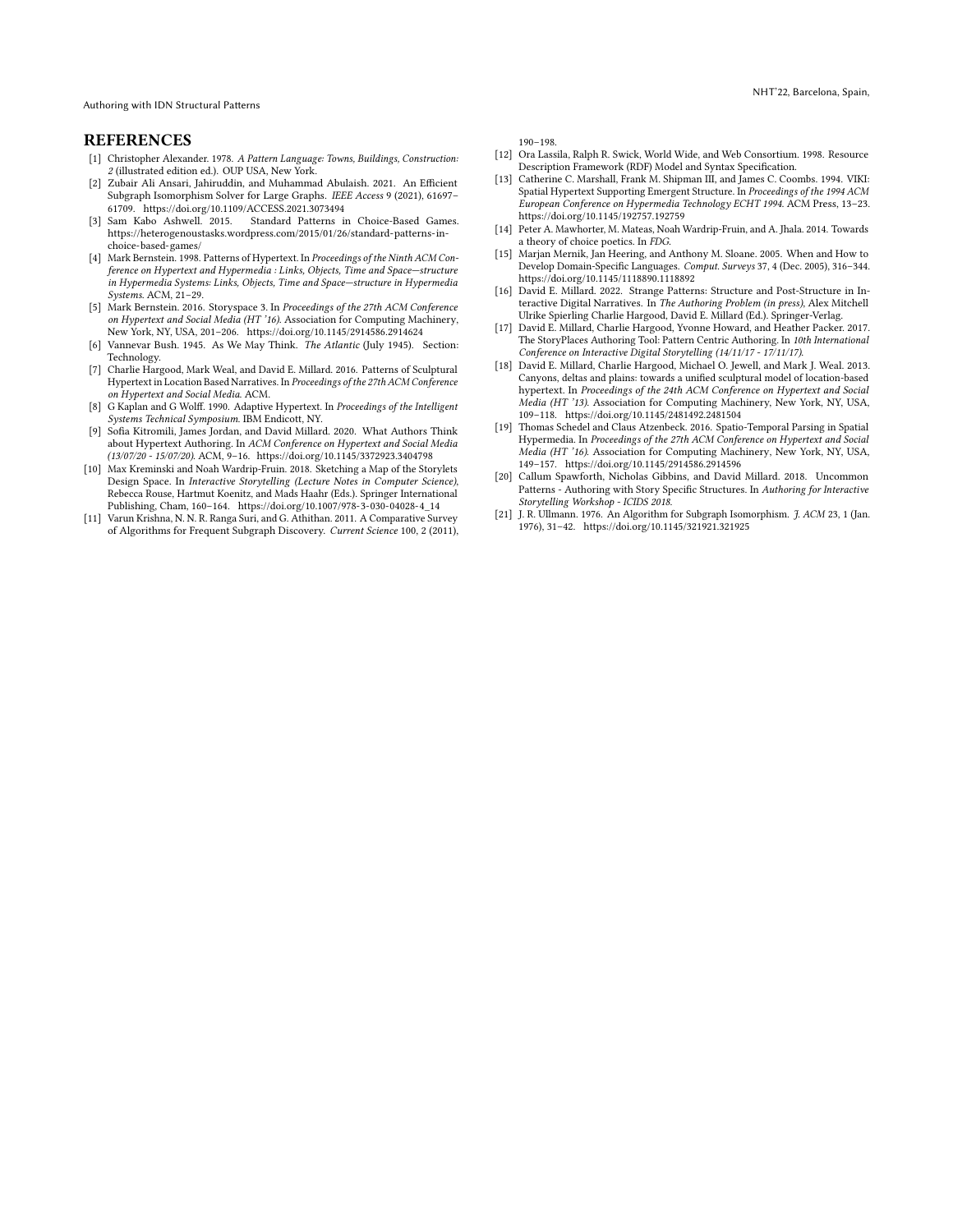## REFERENCES

- [1] Christopher Alexander. 1978. *A Pattern Language: Towns, Buildings, Construction: 2* (illustrated edition ed.). OUP USA, New York.
- [2] Zubair Ali Ansari, Jahiruddin, and Muhammad Abulaish. 2021. An Efficient Subgraph Isomorphism Solver for Large Graphs. *IEEE Access* 9 (2021), 61697–61709. https://doi.org/10.1109/ACCESS.2021.3073494
- [3] Sam Kabo Ashwell. 2015. Standard Patterns in Choice-Based Games. https://heterogenoustasks.wordpress.com/2015/01/26/standard-patterns-in-choice-based-games/
- [4] Mark Bernstein. 1998. Patterns of Hypertext. In *Proceedings of the Ninth ACM Conference on Hypertext and Hypermedia : Links, Objects, Time and Space—structure in Hypermedia Systems: Links, Objects, Time and Space—structure in Hypermedia Systems*. ACM, 21–29.
- [5] Mark Bernstein. 2016. Storyspace 3. In *Proceedings of the 27th ACM Conference on Hypertext and Social Media (HT '16)*. Association for Computing Machinery, New York, NY, USA, 201–206. https://doi.org/10.1145/2914586.2914624
- [6] Vannevar Bush. 1945. As We May Think. *The Atlantic* (July 1945). Section: Technology.
- [7] Charlie Hargood, Mark Weal, and David E. Millard. 2016. Patterns of Sculptural Hypertext in Location Based Narratives. In *Proceedings of the 27th ACM Conference on Hypertext and Social Media*. ACM.
- [8] G Kaplan and G Wolff. 1990. Adaptive Hypertext. In *Proceedings of the Intelligent Systems Technical Symposium*. IBM Endicott, NY.
- [9] Sofia Kitromili, James Jordan, and David Millard. 2020. What Authors Think about Hypertext Authoring. In *ACM Conference on Hypertext and Social Media (13/07/20 - 15/07/20)*. ACM, 9–16. https://doi.org/10.1145/3372923.3404798
- [10] Max Kreminski and Noah Wardrip-Fruin. 2018. Sketching a Map of the Storylets Design Space. In *Interactive Storytelling (Lecture Notes in Computer Science)*, Rebecca Rouse, Hartmut Koenitz, and Mads Haahr (Eds.). Springer International Publishing, Cham, 160–164. https://doi.org/10.1007/978-3-030-04028-4_14
- [11] Varun Krishna, N. N. R. Ranga Suri, and G. Athithan. 2011. A Comparative Survey of Algorithms for Frequent Subgraph Discovery. *Current Science* 100, 2 (2011), 190–198.
- [12] Ora Lassila, Ralph R. Swick, World Wide, and Web Consortium. 1998. Resource Description Framework (RDF) Model and Syntax Specification.
- [13] Catherine C. Marshall, Frank M. Shipman III, and James C. Coombs. 1994. VIKI: Spatial Hypertext Supporting Emergent Structure. In *Proceedings of the 1994 ACM European Conference on Hypermedia Technology ECHT 1994*. ACM Press, 13–23. https://doi.org/10.1145/192757.192759
- [14] Peter A. Mawhorter, M. Mateas, Noah Wardrip-Fruin, and A. Jhala. 2014. Towards a theory of choice poetics. In *FDG*.
- [15] Marjan Mernik, Jan Heering, and Anthony M. Sloane. 2005. When and How to Develop Domain-Specific Languages. *Comput. Surveys* 37, 4 (Dec. 2005), 316–344. https://doi.org/10.1145/1118890.1118892
- [16] David E. Millard. 2022. Strange Patterns: Structure and Post-Structure in Interactive Digital Narratives. In *The Authoring Problem (in press)*, Alex Mitchell Ulrike Spierling Charlie Hargood, David E. Millard (Ed.). Springer-Verlag.
- [17] David E. Millard, Charlie Hargood, Yvonne Howard, and Heather Packer. 2017. The StoryPlaces Authoring Tool: Pattern Centric Authoring. In *10th International Conference on Interactive Digital Storytelling (14/11/17 - 17/11/17)*.
- [18] David E. Millard, Charlie Hargood, Michael O. Jewell, and Mark J. Weal. 2013. Canyons, deltas and plains: towards a unified sculptural model of location-based hypertext. In *Proceedings of the 24th ACM Conference on Hypertext and Social Media (HT '13)*. Association for Computing Machinery, New York, NY, USA, 109–118. https://doi.org/10.1145/2481492.2481504
- [19] Thomas Schedel and Claus Atzenbeck. 2016. Spatio-Temporal Parsing in Spatial Hypermedia. In *Proceedings of the 27th ACM Conference on Hypertext and Social Media (HT '16)*. Association for Computing Machinery, New York, NY, USA, 149–157. https://doi.org/10.1145/2914586.2914596
- [20] Callum Spawforth, Nicholas Gibbins, and David Millard. 2018. Uncommon Patterns - Authoring with Story Specific Structures. In *Authoring for Interactive Storytelling Workshop - ICIDS 2018*.
- [21] J. R. Ullmann. 1976. An Algorithm for Subgraph Isomorphism. *J. ACM* 23, 1 (Jan. 1976), 31–42. https://doi.org/10.1145/321921.321925